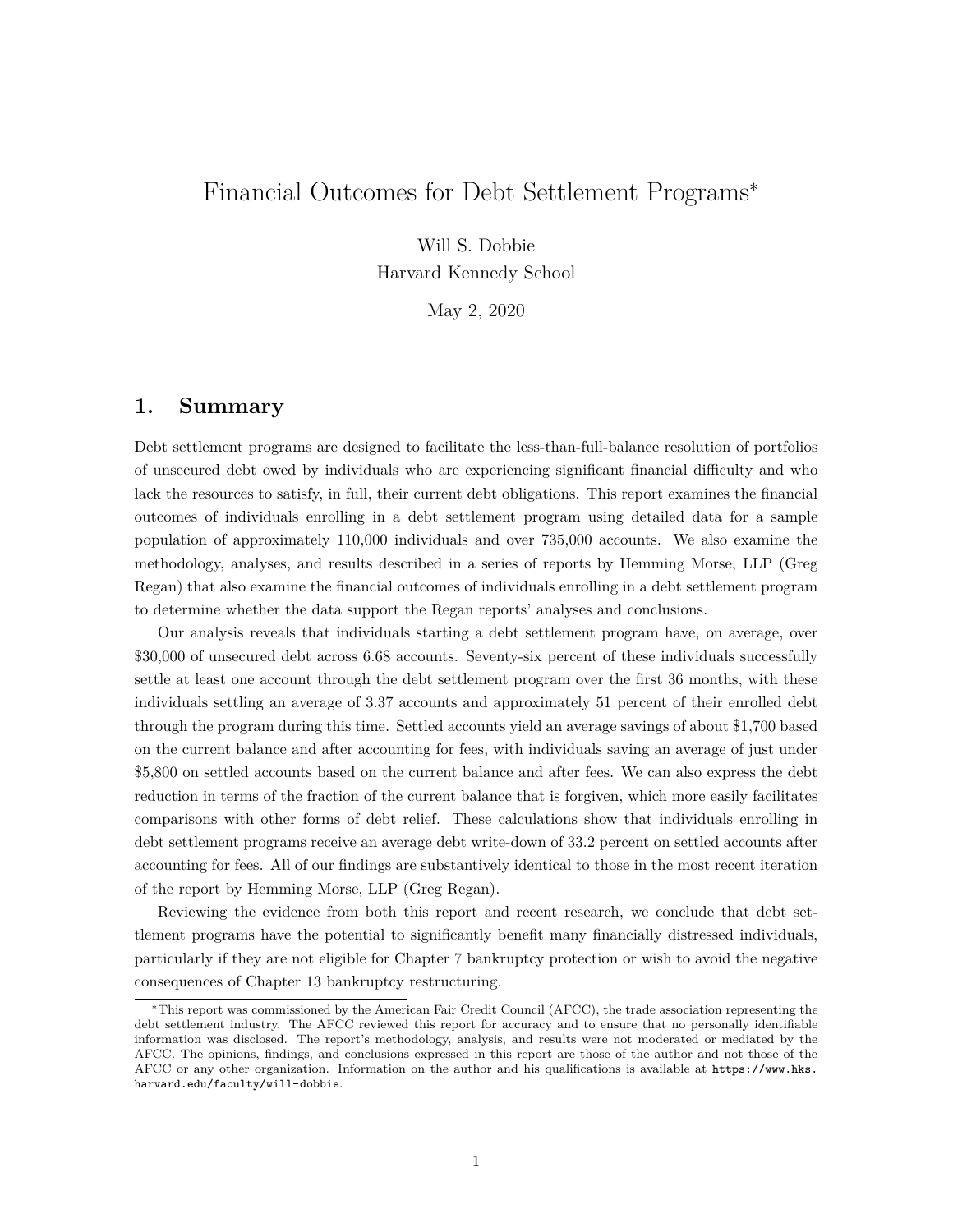# Financial Outcomes for Debt Settlement Programs*

Will S. Dobbie
Harvard Kennedy School

May 2, 2020

## 1. Summary

Debt settlement programs are designed to facilitate the less-than-full-balance resolution of portfolios of unsecured debt owed by individuals who are experiencing significant financial difficulty and who lack the resources to satisfy, in full, their current debt obligations. This report examines the financial outcomes of individuals enrolling in a debt settlement program using detailed data for a sample population of approximately 110,000 individuals and over 735,000 accounts. We also examine the methodology, analyses, and results described in a series of reports by Hemming Morse, LLP (Greg Regan) that also examine the financial outcomes of individuals enrolling in a debt settlement program to determine whether the data support the Regan reports' analyses and conclusions.

Our analysis reveals that individuals starting a debt settlement program have, on average, over $30,000 of unsecured debt across 6.68 accounts. Seventy-six percent of these individuals successfully settle at least one account through the debt settlement program over the first 36 months, with these individuals settling an average of 3.37 accounts and approximately 51 percent of their enrolled debt through the program during this time. Settled accounts yield an average savings of about $1,700 based on the current balance and after accounting for fees, with individuals saving an average of just under $5,800 on settled accounts based on the current balance and after fees. We can also express the debt reduction in terms of the fraction of the current balance that is forgiven, which more easily facilitates comparisons with other forms of debt relief. These calculations show that individuals enrolling in debt settlement programs receive an average debt write-down of 33.2 percent on settled accounts after accounting for fees. All of our findings are substantively identical to those in the most recent iteration of the report by Hemming Morse, LLP (Greg Regan).

Reviewing the evidence from both this report and recent research, we conclude that debt settlement programs have the potential to significantly benefit many financially distressed individuals, particularly if they are not eligible for Chapter 7 bankruptcy protection or wish to avoid the negative consequences of Chapter 13 bankruptcy restructuring.

*This report was commissioned by the American Fair Credit Council (AFCC), the trade association representing the debt settlement industry. The AFCC reviewed this report for accuracy and to ensure that no personally identifiable information was disclosed. The report's methodology, analysis, and results were not moderated or mediated by the AFCC. The opinions, findings, and conclusions expressed in this report are those of the author and not those of the AFCC or any other organization. Information on the author and his qualifications is available at https://www.hks.harvard.edu/faculty/will-dobbie.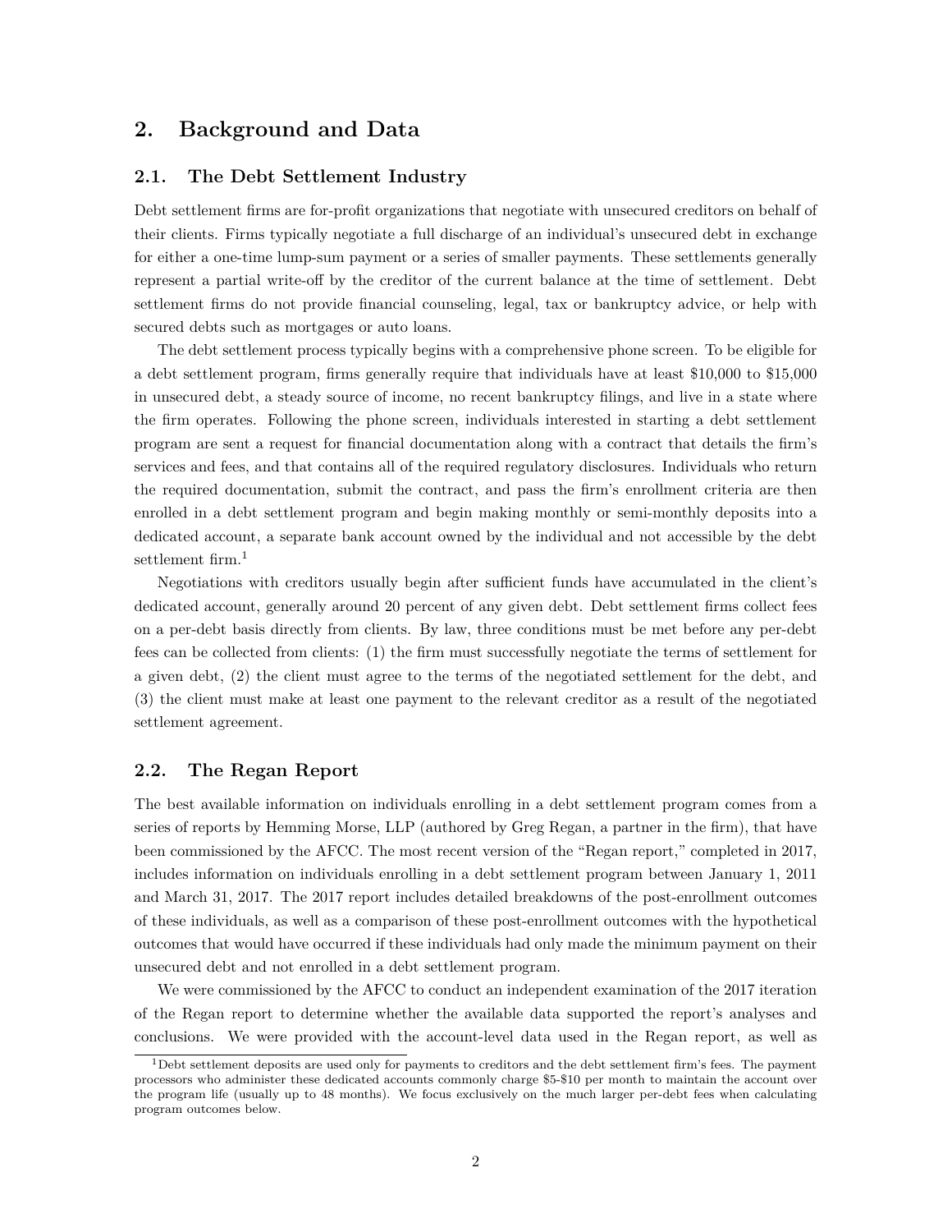## 2. Background and Data

### 2.1. The Debt Settlement Industry

Debt settlement firms are for-profit organizations that negotiate with unsecured creditors on behalf of their clients. Firms typically negotiate a full discharge of an individual's unsecured debt in exchange for either a one-time lump-sum payment or a series of smaller payments. These settlements generally represent a partial write-off by the creditor of the current balance at the time of settlement. Debt settlement firms do not provide financial counseling, legal, tax or bankruptcy advice, or help with secured debts such as mortgages or auto loans.

The debt settlement process typically begins with a comprehensive phone screen. To be eligible for a debt settlement program, firms generally require that individuals have at least $10,000 to $15,000 in unsecured debt, a steady source of income, no recent bankruptcy filings, and live in a state where the firm operates. Following the phone screen, individuals interested in starting a debt settlement program are sent a request for financial documentation along with a contract that details the firm's services and fees, and that contains all of the required regulatory disclosures. Individuals who return the required documentation, submit the contract, and pass the firm's enrollment criteria are then enrolled in a debt settlement program and begin making monthly or semi-monthly deposits into a dedicated account, a separate bank account owned by the individual and not accessible by the debt settlement firm.[1]

Negotiations with creditors usually begin after sufficient funds have accumulated in the client's dedicated account, generally around 20 percent of any given debt. Debt settlement firms collect fees on a per-debt basis directly from clients. By law, three conditions must be met before any per-debt fees can be collected from clients: (1) the firm must successfully negotiate the terms of settlement for a given debt, (2) the client must agree to the terms of the negotiated settlement for the debt, and (3) the client must make at least one payment to the relevant creditor as a result of the negotiated settlement agreement.

### 2.2. The Regan Report

The best available information on individuals enrolling in a debt settlement program comes from a series of reports by Hemming Morse, LLP (authored by Greg Regan, a partner in the firm), that have been commissioned by the AFCC. The most recent version of the "Regan report," completed in 2017, includes information on individuals enrolling in a debt settlement program between January 1, 2011 and March 31, 2017. The 2017 report includes detailed breakdowns of the post-enrollment outcomes of these individuals, as well as a comparison of these post-enrollment outcomes with the hypothetical outcomes that would have occurred if these individuals had only made the minimum payment on their unsecured debt and not enrolled in a debt settlement program.

We were commissioned by the AFCC to conduct an independent examination of the 2017 iteration of the Regan report to determine whether the available data supported the report's analyses and conclusions. We were provided with the account-level data used in the Regan report, as well as

[1] Debt settlement deposits are used only for payments to creditors and the debt settlement firm's fees. The payment processors who administer these dedicated accounts commonly charge $5-$10 per month to maintain the account over the program life (usually up to 48 months). We focus exclusively on the much larger per-debt fees when calculating program outcomes below.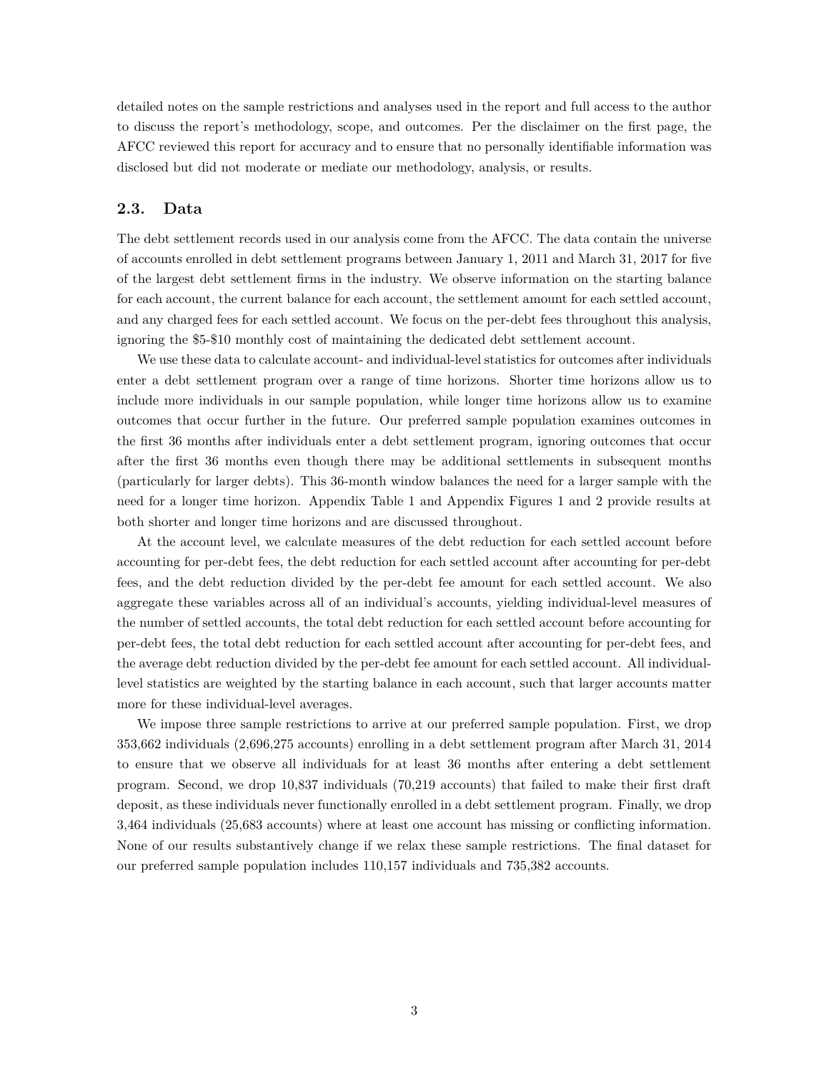detailed notes on the sample restrictions and analyses used in the report and full access to the author to discuss the report's methodology, scope, and outcomes. Per the disclaimer on the first page, the AFCC reviewed this report for accuracy and to ensure that no personally identifiable information was disclosed but did not moderate or mediate our methodology, analysis, or results.

## 2.3. Data

The debt settlement records used in our analysis come from the AFCC. The data contain the universe of accounts enrolled in debt settlement programs between January 1, 2011 and March 31, 2017 for five of the largest debt settlement firms in the industry. We observe information on the starting balance for each account, the current balance for each account, the settlement amount for each settled account, and any charged fees for each settled account. We focus on the per-debt fees throughout this analysis, ignoring the $5-$10 monthly cost of maintaining the dedicated debt settlement account.

We use these data to calculate account- and individual-level statistics for outcomes after individuals enter a debt settlement program over a range of time horizons. Shorter time horizons allow us to include more individuals in our sample population, while longer time horizons allow us to examine outcomes that occur further in the future. Our preferred sample population examines outcomes in the first 36 months after individuals enter a debt settlement program, ignoring outcomes that occur after the first 36 months even though there may be additional settlements in subsequent months (particularly for larger debts). This 36-month window balances the need for a larger sample with the need for a longer time horizon. Appendix Table 1 and Appendix Figures 1 and 2 provide results at both shorter and longer time horizons and are discussed throughout.

At the account level, we calculate measures of the debt reduction for each settled account before accounting for per-debt fees, the debt reduction for each settled account after accounting for per-debt fees, and the debt reduction divided by the per-debt fee amount for each settled account. We also aggregate these variables across all of an individual's accounts, yielding individual-level measures of the number of settled accounts, the total debt reduction for each settled account before accounting for per-debt fees, the total debt reduction for each settled account after accounting for per-debt fees, and the average debt reduction divided by the per-debt fee amount for each settled account. All individual-level statistics are weighted by the starting balance in each account, such that larger accounts matter more for these individual-level averages.

We impose three sample restrictions to arrive at our preferred sample population. First, we drop 353,662 individuals (2,696,275 accounts) enrolling in a debt settlement program after March 31, 2014 to ensure that we observe all individuals for at least 36 months after entering a debt settlement program. Second, we drop 10,837 individuals (70,219 accounts) that failed to make their first draft deposit, as these individuals never functionally enrolled in a debt settlement program. Finally, we drop 3,464 individuals (25,683 accounts) where at least one account has missing or conflicting information. None of our results substantively change if we relax these sample restrictions. The final dataset for our preferred sample population includes 110,157 individuals and 735,382 accounts.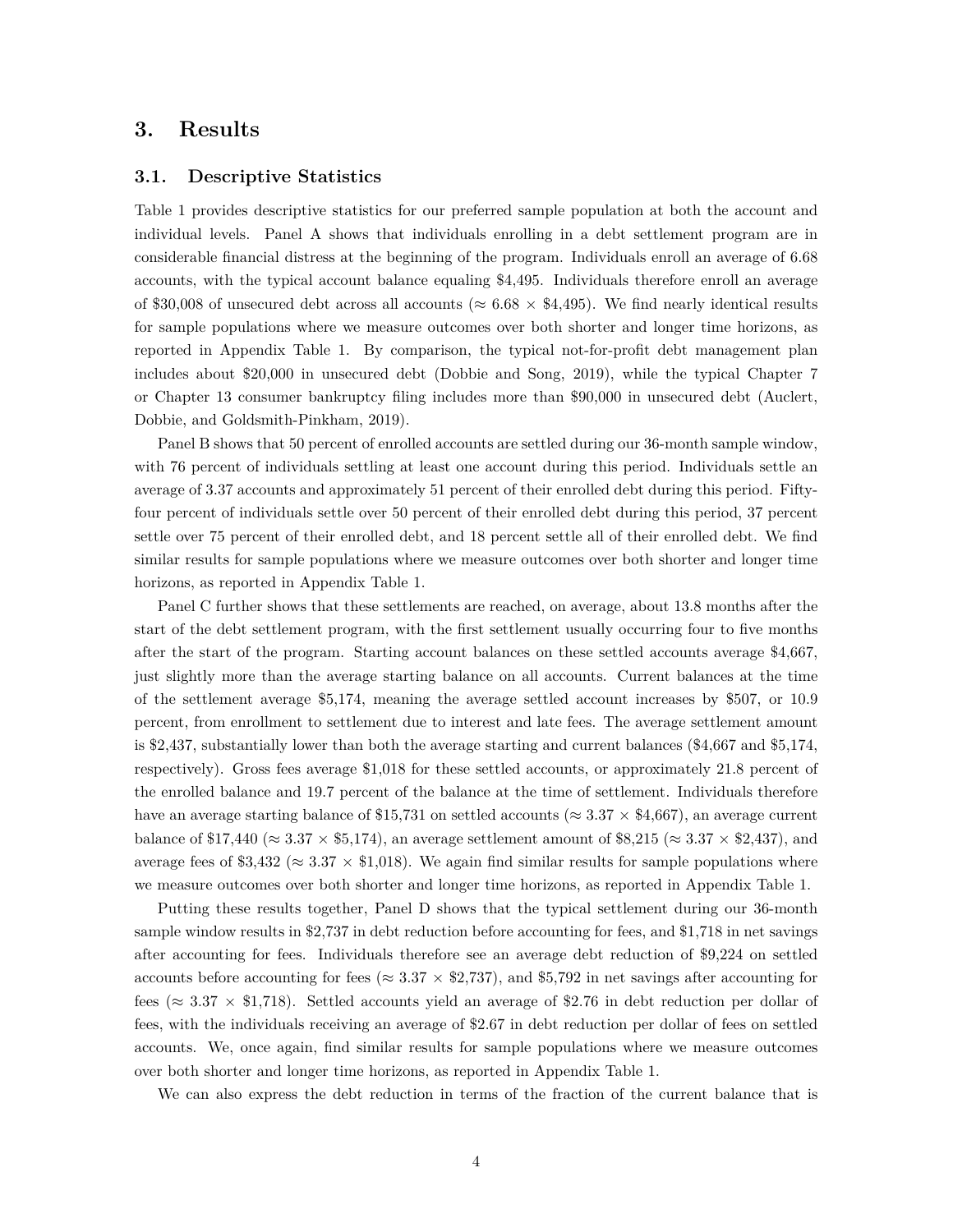## 3. Results

### 3.1. Descriptive Statistics

Table 1 provides descriptive statistics for our preferred sample population at both the account and individual levels. Panel A shows that individuals enrolling in a debt settlement program are in considerable financial distress at the beginning of the program. Individuals enroll an average of 6.68 accounts, with the typical account balance equaling $4,495. Individuals therefore enroll an average of $30,008 of unsecured debt across all accounts ($\approx$ 6.68 $\times$ $4,495). We find nearly identical results for sample populations where we measure outcomes over both shorter and longer time horizons, as reported in Appendix Table 1. By comparison, the typical not-for-profit debt management plan includes about $20,000 in unsecured debt (Dobbie and Song, 2019), while the typical Chapter 7 or Chapter 13 consumer bankruptcy filing includes more than $90,000 in unsecured debt (Auclert, Dobbie, and Goldsmith-Pinkham, 2019).

Panel B shows that 50 percent of enrolled accounts are settled during our 36-month sample window, with 76 percent of individuals settling at least one account during this period. Individuals settle an average of 3.37 accounts and approximately 51 percent of their enrolled debt during this period. Fifty-four percent of individuals settle over 50 percent of their enrolled debt during this period, 37 percent settle over 75 percent of their enrolled debt, and 18 percent settle all of their enrolled debt. We find similar results for sample populations where we measure outcomes over both shorter and longer time horizons, as reported in Appendix Table 1.

Panel C further shows that these settlements are reached, on average, about 13.8 months after the start of the debt settlement program, with the first settlement usually occurring four to five months after the start of the program. Starting account balances on these settled accounts average $4,667, just slightly more than the average starting balance on all accounts. Current balances at the time of the settlement average $5,174, meaning the average settled account increases by $507, or 10.9 percent, from enrollment to settlement due to interest and late fees. The average settlement amount is $2,437, substantially lower than both the average starting and current balances ($4,667 and $5,174, respectively). Gross fees average $1,018 for these settled accounts, or approximately 21.8 percent of the enrolled balance and 19.7 percent of the balance at the time of settlement. Individuals therefore have an average starting balance of $15,731 on settled accounts ($\approx$ 3.37 $\times$ $4,667), an average current balance of $17,440 ($\approx$ 3.37 $\times$ $5,174), an average settlement amount of $8,215 ($\approx$ 3.37 $\times$ $2,437), and average fees of $3,432 ($\approx$ 3.37 $\times$ $1,018). We again find similar results for sample populations where we measure outcomes over both shorter and longer time horizons, as reported in Appendix Table 1.

Putting these results together, Panel D shows that the typical settlement during our 36-month sample window results in $2,737 in debt reduction before accounting for fees, and $1,718 in net savings after accounting for fees. Individuals therefore see an average debt reduction of $9,224 on settled accounts before accounting for fees ($\approx$ 3.37 $\times$ $2,737), and $5,792 in net savings after accounting for fees ($\approx$ 3.37 $\times$ $1,718). Settled accounts yield an average of $2.76 in debt reduction per dollar of fees, with the individuals receiving an average of $2.67 in debt reduction per dollar of fees on settled accounts. We, once again, find similar results for sample populations where we measure outcomes over both shorter and longer time horizons, as reported in Appendix Table 1.

We can also express the debt reduction in terms of the fraction of the current balance that is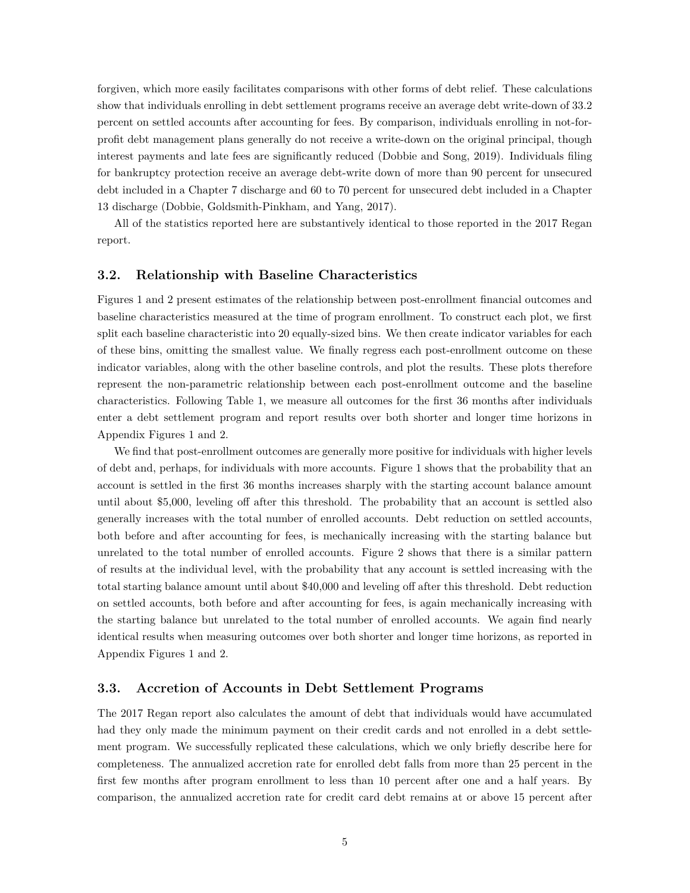forgiven, which more easily facilitates comparisons with other forms of debt relief. These calculations show that individuals enrolling in debt settlement programs receive an average debt write-down of 33.2 percent on settled accounts after accounting for fees. By comparison, individuals enrolling in not-for-profit debt management plans generally do not receive a write-down on the original principal, though interest payments and late fees are significantly reduced (Dobbie and Song, 2019). Individuals filing for bankruptcy protection receive an average debt-write down of more than 90 percent for unsecured debt included in a Chapter 7 discharge and 60 to 70 percent for unsecured debt included in a Chapter 13 discharge (Dobbie, Goldsmith-Pinkham, and Yang, 2017).

All of the statistics reported here are substantively identical to those reported in the 2017 Regan report.

## 3.2. Relationship with Baseline Characteristics

Figures 1 and 2 present estimates of the relationship between post-enrollment financial outcomes and baseline characteristics measured at the time of program enrollment. To construct each plot, we first split each baseline characteristic into 20 equally-sized bins. We then create indicator variables for each of these bins, omitting the smallest value. We finally regress each post-enrollment outcome on these indicator variables, along with the other baseline controls, and plot the results. These plots therefore represent the non-parametric relationship between each post-enrollment outcome and the baseline characteristics. Following Table 1, we measure all outcomes for the first 36 months after individuals enter a debt settlement program and report results over both shorter and longer time horizons in Appendix Figures 1 and 2.

We find that post-enrollment outcomes are generally more positive for individuals with higher levels of debt and, perhaps, for individuals with more accounts. Figure 1 shows that the probability that an account is settled in the first 36 months increases sharply with the starting account balance amount until about \$5,000, leveling off after this threshold. The probability that an account is settled also generally increases with the total number of enrolled accounts. Debt reduction on settled accounts, both before and after accounting for fees, is mechanically increasing with the starting balance but unrelated to the total number of enrolled accounts. Figure 2 shows that there is a similar pattern of results at the individual level, with the probability that any account is settled increasing with the total starting balance amount until about \$40,000 and leveling off after this threshold. Debt reduction on settled accounts, both before and after accounting for fees, is again mechanically increasing with the starting balance but unrelated to the total number of enrolled accounts. We again find nearly identical results when measuring outcomes over both shorter and longer time horizons, as reported in Appendix Figures 1 and 2.

## 3.3. Accretion of Accounts in Debt Settlement Programs

The 2017 Regan report also calculates the amount of debt that individuals would have accumulated had they only made the minimum payment on their credit cards and not enrolled in a debt settlement program. We successfully replicated these calculations, which we only briefly describe here for completeness. The annualized accretion rate for enrolled debt falls from more than 25 percent in the first few months after program enrollment to less than 10 percent after one and a half years. By comparison, the annualized accretion rate for credit card debt remains at or above 15 percent after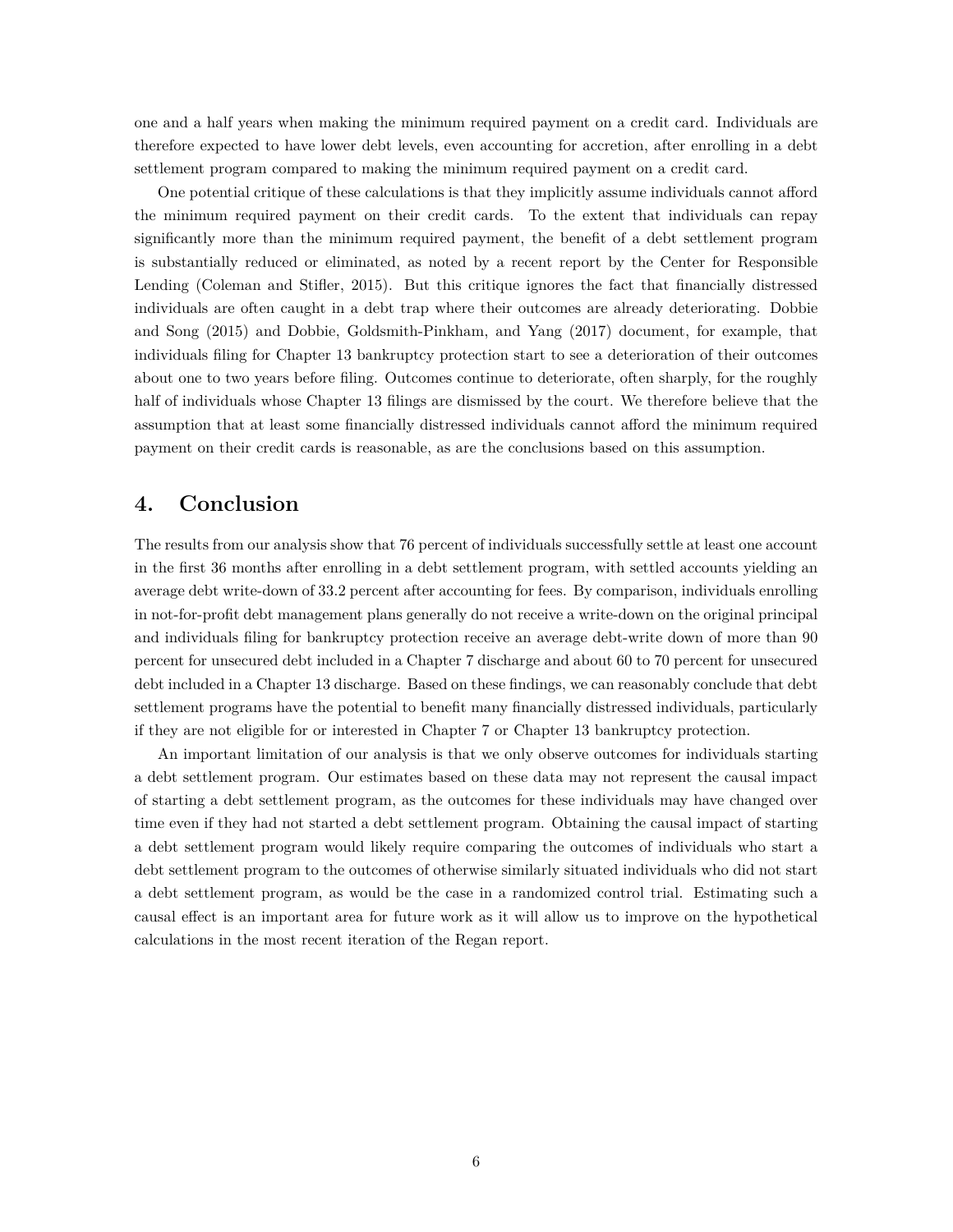one and a half years when making the minimum required payment on a credit card. Individuals are therefore expected to have lower debt levels, even accounting for accretion, after enrolling in a debt settlement program compared to making the minimum required payment on a credit card.

One potential critique of these calculations is that they implicitly assume individuals cannot afford the minimum required payment on their credit cards. To the extent that individuals can repay significantly more than the minimum required payment, the benefit of a debt settlement program is substantially reduced or eliminated, as noted by a recent report by the Center for Responsible Lending (Coleman and Stifler, 2015). But this critique ignores the fact that financially distressed individuals are often caught in a debt trap where their outcomes are already deteriorating. Dobbie and Song (2015) and Dobbie, Goldsmith-Pinkham, and Yang (2017) document, for example, that individuals filing for Chapter 13 bankruptcy protection start to see a deterioration of their outcomes about one to two years before filing. Outcomes continue to deteriorate, often sharply, for the roughly half of individuals whose Chapter 13 filings are dismissed by the court. We therefore believe that the assumption that at least some financially distressed individuals cannot afford the minimum required payment on their credit cards is reasonable, as are the conclusions based on this assumption.

## 4. Conclusion

The results from our analysis show that 76 percent of individuals successfully settle at least one account in the first 36 months after enrolling in a debt settlement program, with settled accounts yielding an average debt write-down of 33.2 percent after accounting for fees. By comparison, individuals enrolling in not-for-profit debt management plans generally do not receive a write-down on the original principal and individuals filing for bankruptcy protection receive an average debt-write down of more than 90 percent for unsecured debt included in a Chapter 7 discharge and about 60 to 70 percent for unsecured debt included in a Chapter 13 discharge. Based on these findings, we can reasonably conclude that debt settlement programs have the potential to benefit many financially distressed individuals, particularly if they are not eligible for or interested in Chapter 7 or Chapter 13 bankruptcy protection.

An important limitation of our analysis is that we only observe outcomes for individuals starting a debt settlement program. Our estimates based on these data may not represent the causal impact of starting a debt settlement program, as the outcomes for these individuals may have changed over time even if they had not started a debt settlement program. Obtaining the causal impact of starting a debt settlement program would likely require comparing the outcomes of individuals who start a debt settlement program to the outcomes of otherwise similarly situated individuals who did not start a debt settlement program, as would be the case in a randomized control trial. Estimating such a causal effect is an important area for future work as it will allow us to improve on the hypothetical calculations in the most recent iteration of the Regan report.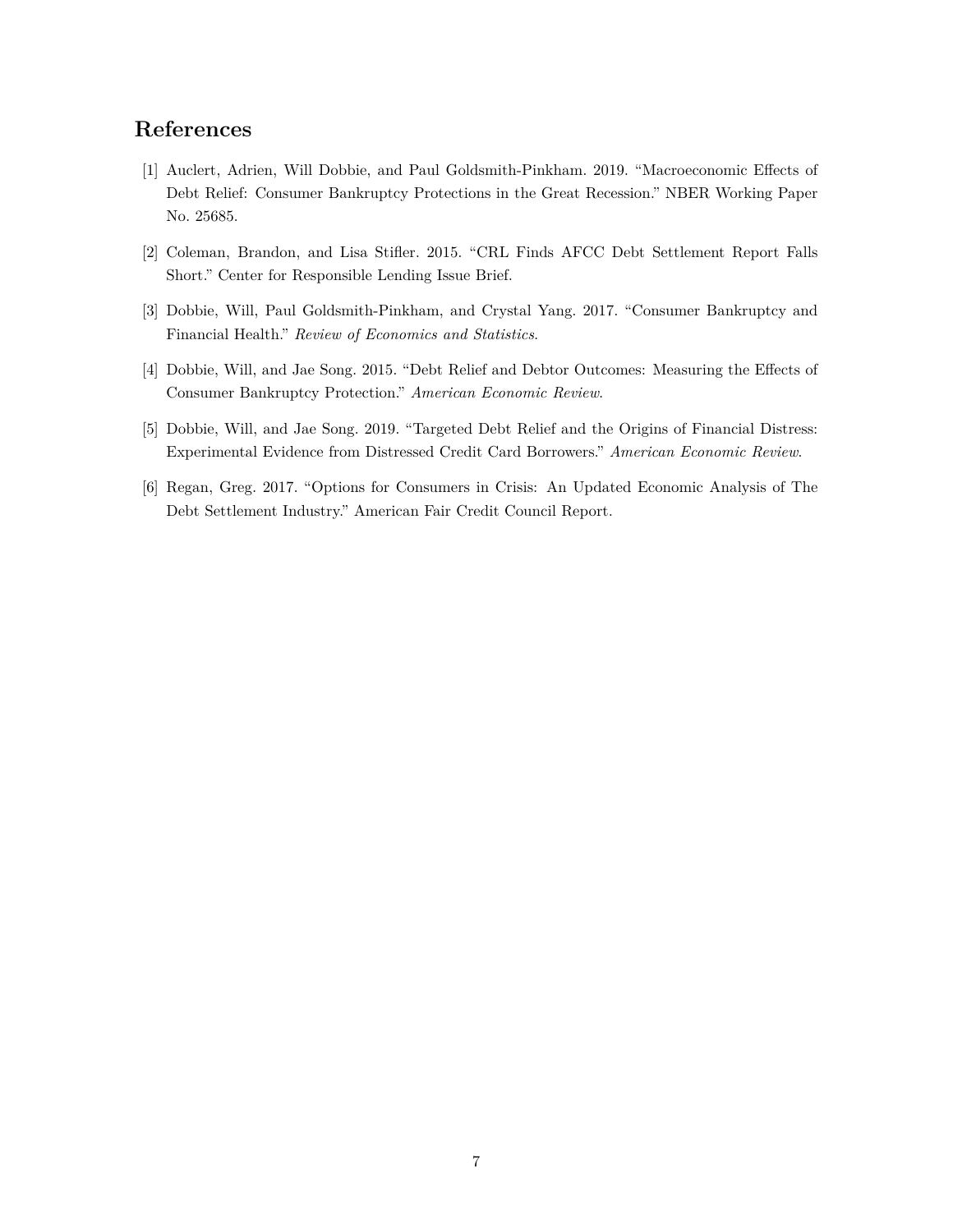## References

[1] Auclert, Adrien, Will Dobbie, and Paul Goldsmith-Pinkham. 2019. "Macroeconomic Effects of Debt Relief: Consumer Bankruptcy Protections in the Great Recession." NBER Working Paper No. 25685.

[2] Coleman, Brandon, and Lisa Stifler. 2015. "CRL Finds AFCC Debt Settlement Report Falls Short." Center for Responsible Lending Issue Brief.

[3] Dobbie, Will, Paul Goldsmith-Pinkham, and Crystal Yang. 2017. "Consumer Bankruptcy and Financial Health." *Review of Economics and Statistics*.

[4] Dobbie, Will, and Jae Song. 2015. "Debt Relief and Debtor Outcomes: Measuring the Effects of Consumer Bankruptcy Protection." *American Economic Review*.

[5] Dobbie, Will, and Jae Song. 2019. "Targeted Debt Relief and the Origins of Financial Distress: Experimental Evidence from Distressed Credit Card Borrowers." *American Economic Review*.

[6] Regan, Greg. 2017. "Options for Consumers in Crisis: An Updated Economic Analysis of The Debt Settlement Industry." American Fair Credit Council Report.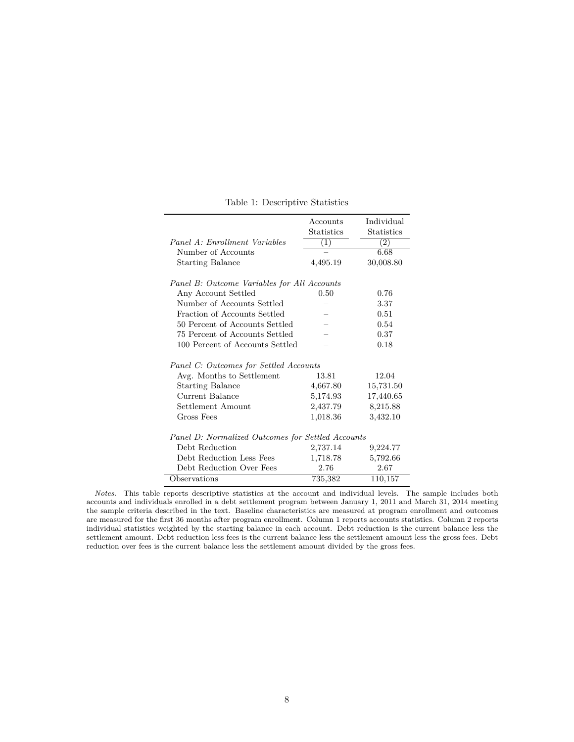Table 1: Descriptive Statistics

| | Accounts Statistics | Individual Statistics |
|---|---|---|
| *Panel A: Enrollment Variables* | (1) | (2) |
| Number of Accounts | – | 6.68 |
| Starting Balance | 4,495.19 | 30,008.80 |
| *Panel B: Outcome Variables for All Accounts* | | |
| Any Account Settled | 0.50 | 0.76 |
| Number of Accounts Settled | – | 3.37 |
| Fraction of Accounts Settled | – | 0.51 |
| 50 Percent of Accounts Settled | – | 0.54 |
| 75 Percent of Accounts Settled | – | 0.37 |
| 100 Percent of Accounts Settled | – | 0.18 |
| *Panel C: Outcomes for Settled Accounts* | | |
| Avg. Months to Settlement | 13.81 | 12.04 |
| Starting Balance | 4,667.80 | 15,731.50 |
| Current Balance | 5,174.93 | 17,440.65 |
| Settlement Amount | 2,437.79 | 8,215.88 |
| Gross Fees | 1,018.36 | 3,432.10 |
| *Panel D: Normalized Outcomes for Settled Accounts* | | |
| Debt Reduction | 2,737.14 | 9,224.77 |
| Debt Reduction Less Fees | 1,718.78 | 5,792.66 |
| Debt Reduction Over Fees | 2.76 | 2.67 |
| Observations | 735,382 | 110,157 |

*Notes.* This table reports descriptive statistics at the account and individual levels. The sample includes both accounts and individuals enrolled in a debt settlement program between January 1, 2011 and March 31, 2014 meeting the sample criteria described in the text. Baseline characteristics are measured at program enrollment and outcomes are measured for the first 36 months after program enrollment. Column 1 reports accounts statistics. Column 2 reports individual statistics weighted by the starting balance in each account. Debt reduction is the current balance less the settlement amount. Debt reduction less fees is the current balance less the settlement amount less the gross fees. Debt reduction over fees is the current balance less the settlement amount divided by the gross fees.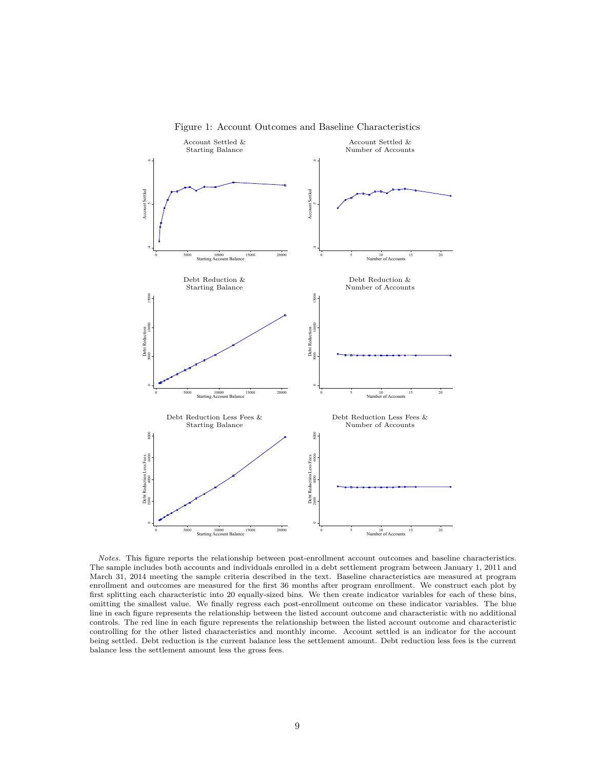Figure 1: Account Outcomes and Baseline Characteristics

*Notes.* This figure reports the relationship between post-enrollment account outcomes and baseline characteristics. The sample includes both accounts and individuals enrolled in a debt settlement program between January 1, 2011 and March 31, 2014 meeting the sample criteria described in the text. Baseline characteristics are measured at program enrollment and outcomes are measured for the first 36 months after program enrollment. We construct each plot by first splitting each characteristic into 20 equally-sized bins. We then create indicator variables for each of these bins, omitting the smallest value. We finally regress each post-enrollment outcome on these indicator variables. The blue line in each figure represents the relationship between the listed account outcome and characteristic with no additional controls. The red line in each figure represents the relationship between the listed account outcome and characteristic controlling for the other listed characteristics and monthly income. Account settled is an indicator for the account being settled. Debt reduction is the current balance less the settlement amount. Debt reduction less fees is the current balance less the settlement amount less the gross fees.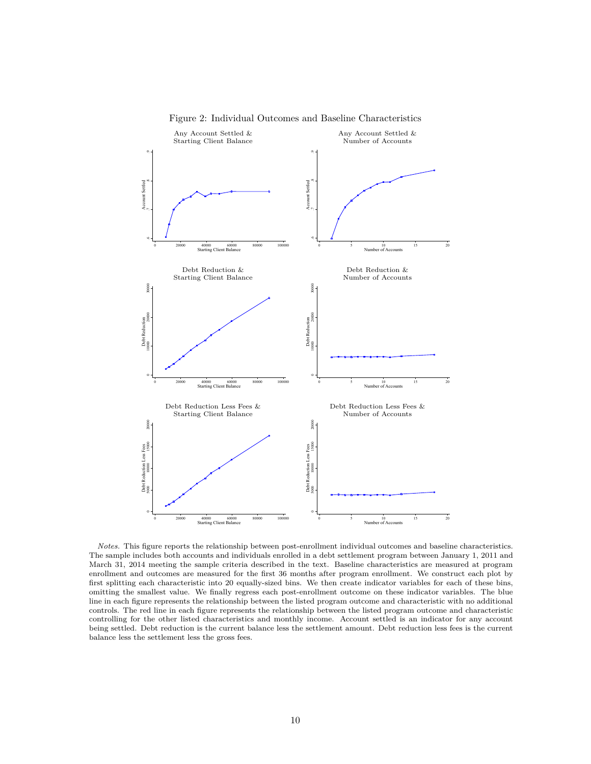Figure 2: Individual Outcomes and Baseline Characteristics

*Notes.* This figure reports the relationship between post-enrollment individual outcomes and baseline characteristics. The sample includes both accounts and individuals enrolled in a debt settlement program between January 1, 2011 and March 31, 2014 meeting the sample criteria described in the text. Baseline characteristics are measured at program enrollment and outcomes are measured for the first 36 months after program enrollment. We construct each plot by first splitting each characteristic into 20 equally-sized bins. We then create indicator variables for each of these bins, omitting the smallest value. We finally regress each post-enrollment outcome on these indicator variables. The blue line in each figure represents the relationship between the listed program outcome and characteristic with no additional controls. The red line in each figure represents the relationship between the listed program outcome and characteristic controlling for the other listed characteristics and monthly income. Account settled is an indicator for any account being settled. Debt reduction is the current balance less the settlement amount. Debt reduction less fees is the current balance less the settlement less the gross fees.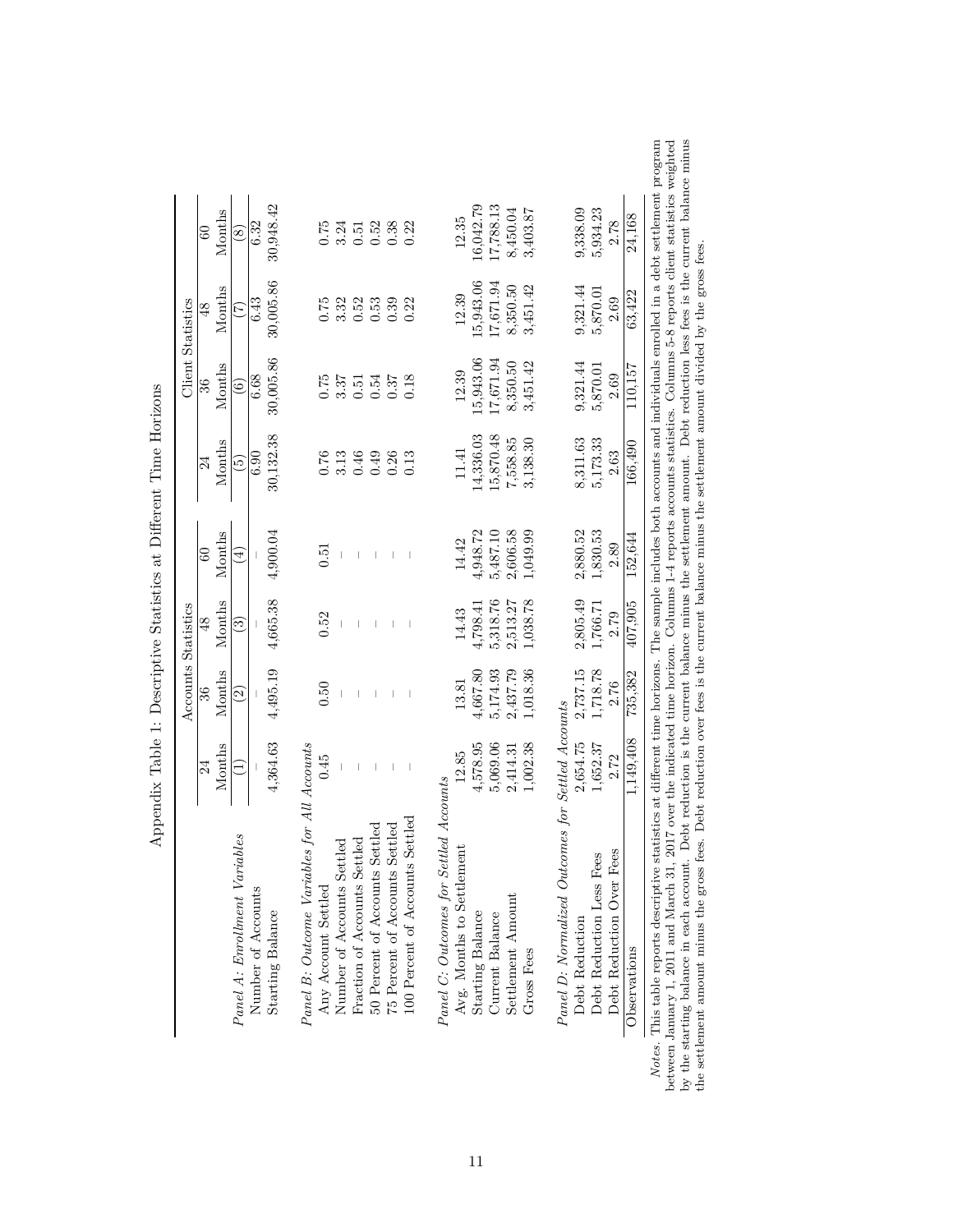Appendix Table 1: Descriptive Statistics at Different Time Horizons

| | Accounts Statistics | | | | Client Statistics | | | |
|---|---|---|---|---|---|---|---|---|
| | 24 Months | 36 Months | 48 Months | 60 Months | 24 Months | 36 Months | 48 Months | 60 Months |
| | (1) | (2) | (3) | (4) | (5) | (6) | (7) | (8) |
| *Panel A: Enrollment Variables* | | | | | | | | |
| Number of Accounts | – | – | – | – | 6.90 | 6.68 | 6.43 | 6.32 |
| Starting Balance | 4,364.63 | 4,495.19 | 4,665.38 | 4,900.04 | 30,132.38 | 30,005.86 | 30,005.86 | 30,948.42 |
| *Panel B: Outcome Variables for All Accounts* | | | | | | | | |
| Any Account Settled | 0.45 | 0.50 | 0.52 | 0.51 | 0.76 | 0.75 | 0.75 | 0.75 |
| Number of Accounts Settled | – | – | – | – | 3.13 | 3.37 | 3.32 | 3.24 |
| Fraction of Accounts Settled | – | – | – | – | 0.46 | 0.51 | 0.52 | 0.51 |
| 50 Percent of Accounts Settled | – | – | – | – | 0.49 | 0.54 | 0.53 | 0.52 |
| 75 Percent of Accounts Settled | – | – | – | – | 0.26 | 0.37 | 0.39 | 0.38 |
| 100 Percent of Accounts Settled | – | – | – | – | 0.13 | 0.18 | 0.22 | 0.22 |
| *Panel C: Outcomes for Settled Accounts* | | | | | | | | |
| Avg. Months to Settlement | 12.85 | 13.81 | 14.43 | 14.42 | 11.41 | 12.39 | 12.39 | 12.35 |
| Starting Balance | 4,578.95 | 4,667.80 | 4,798.41 | 4,948.72 | 14,336.03 | 15,943.06 | 15,943.06 | 16,042.79 |
| Current Balance | 5,069.06 | 5,174.93 | 5,318.76 | 5,487.10 | 15,870.48 | 17,671.94 | 17,671.94 | 17,788.13 |
| Settlement Amount | 2,414.31 | 2,437.79 | 2,513.27 | 2,606.58 | 7,558.85 | 8,350.50 | 8,350.50 | 8,450.04 |
| Gross Fees | 1,002.38 | 1,018.36 | 1,038.78 | 1,049.99 | 3,138.30 | 3,451.42 | 3,451.42 | 3,403.87 |
| *Panel D: Normalized Outcomes for Settled Accounts* | | | | | | | | |
| Debt Reduction | 2,654.75 | 2,737.15 | 2,805.49 | 2,880.52 | 8,311.63 | 9,321.44 | 9,321.44 | 9,338.09 |
| Debt Reduction Less Fees | 1,652.37 | 1,718.78 | 1,766.71 | 1,830.53 | 5,173.33 | 5,870.01 | 5,870.01 | 5,934.23 |
| Debt Reduction Over Fees | 2.72 | 2.76 | 2.79 | 2.89 | 2.63 | 2.69 | 2.69 | 2.78 |
| Observations | 1,149,408 | 735,382 | 407,905 | 152,644 | 166,490 | 110,157 | 63,422 | 24,168 |

*Notes*: This table reports descriptive statistics at different time horizons. The sample includes both accounts and individuals enrolled in a debt settlement program between January 1, 2011 and March 31, 2017 over the indicated time horizon. Columns 1-4 reports accounts statistics. Columns 5-8 reports client statistics weighted by the starting balance in each account. Debt reduction is the current balance minus the settlement amount. Debt reduction less fees is the current balance minus the settlement amount minus the gross fees. Debt reduction over fees is the current balance minus the settlement amount divided by the gross fees.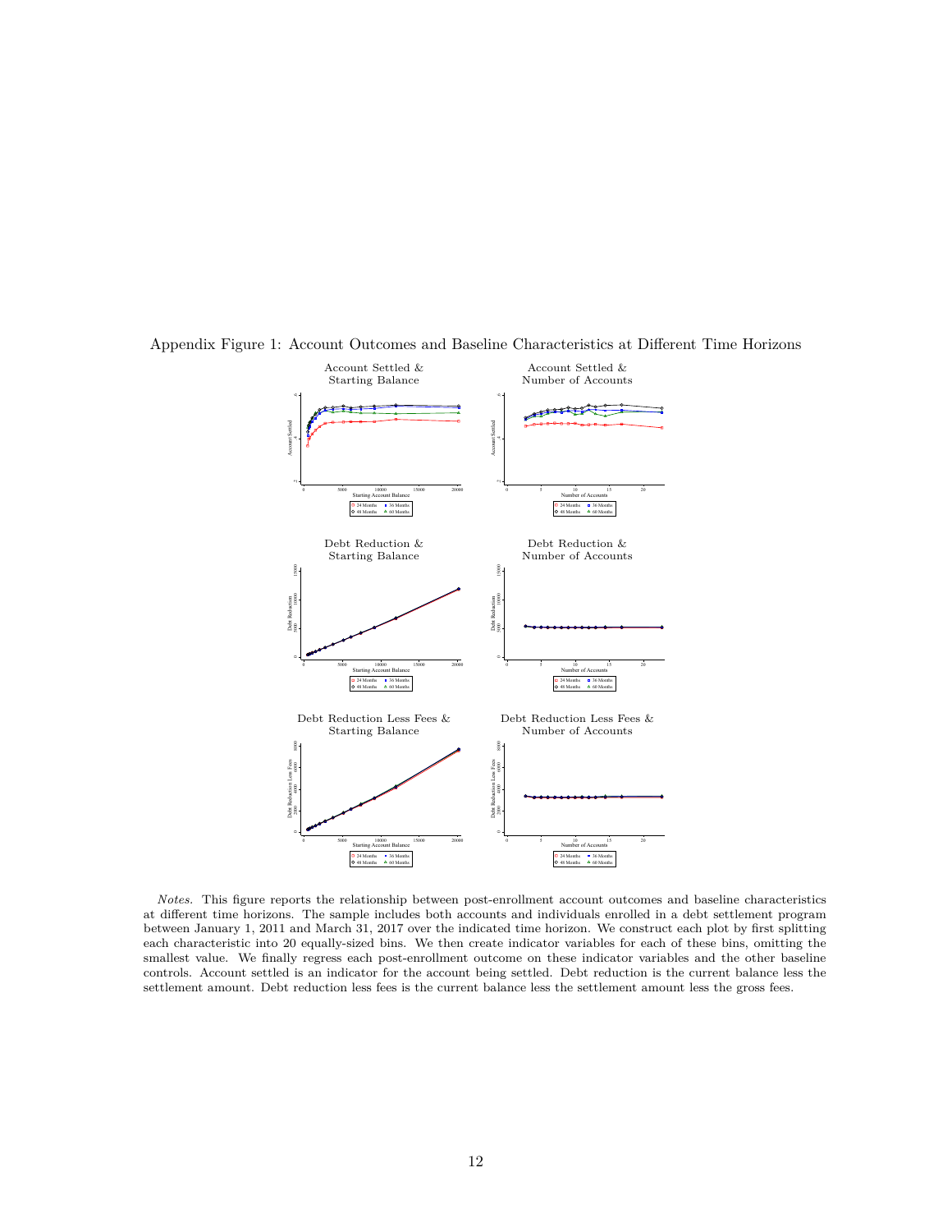Appendix Figure 1: Account Outcomes and Baseline Characteristics at Different Time Horizons

*Notes.* This figure reports the relationship between post-enrollment account outcomes and baseline characteristics at different time horizons. The sample includes both accounts and individuals enrolled in a debt settlement program between January 1, 2011 and March 31, 2017 over the indicated time horizon. We construct each plot by first splitting each characteristic into 20 equally-sized bins. We then create indicator variables for each of these bins, omitting the smallest value. We finally regress each post-enrollment outcome on these indicator variables and the other baseline controls. Account settled is an indicator for the account being settled. Debt reduction is the current balance less the settlement amount. Debt reduction less fees is the current balance less the settlement amount less the gross fees.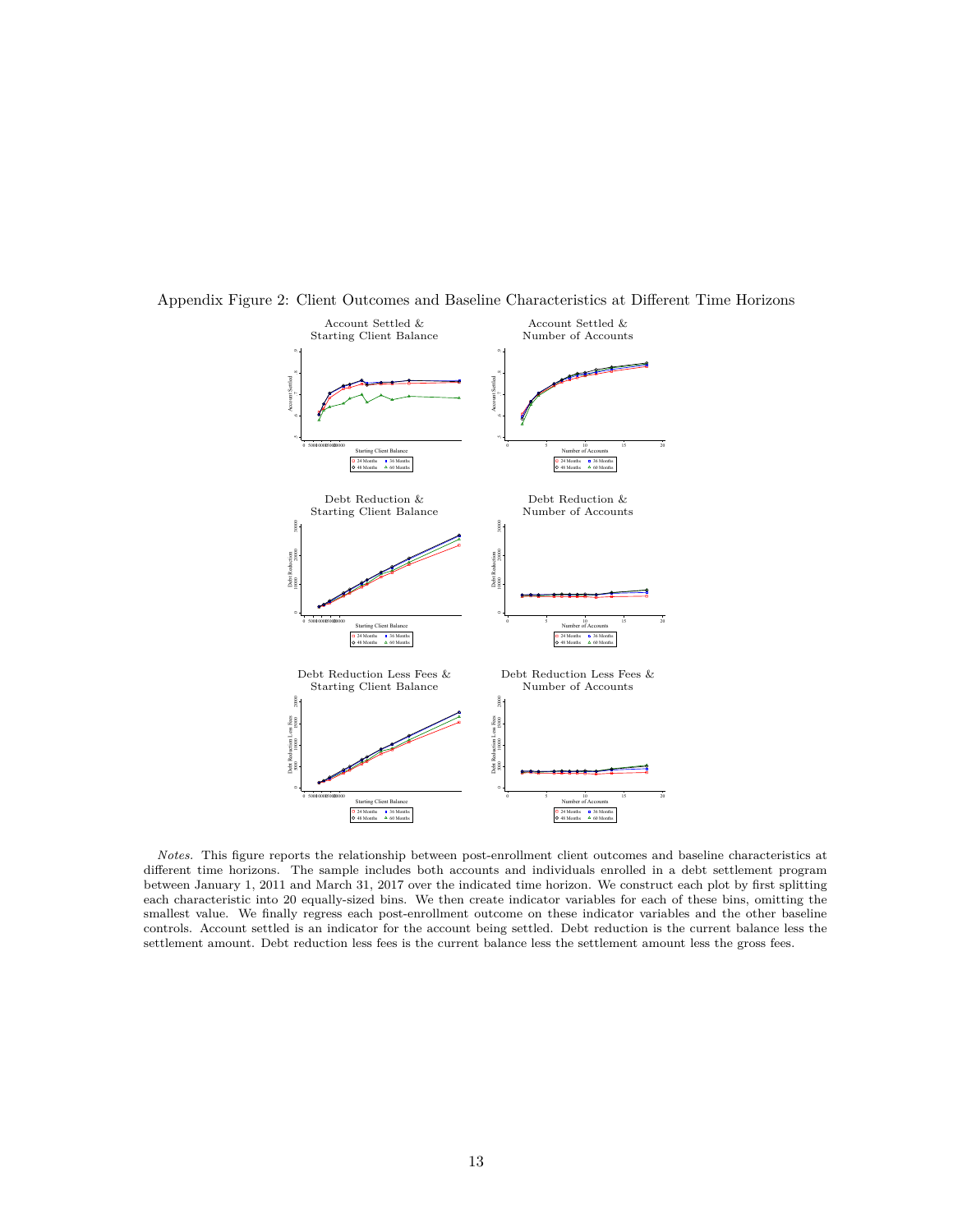Appendix Figure 2: Client Outcomes and Baseline Characteristics at Different Time Horizons

Account Settled &
Starting Client Balance

Account Settled

Starting Client Balance

24 Months 36 Months 48 Months 60 Months

Account Settled &
Number of Accounts

Account Settled

0 5 10 15 20

Number of Accounts

24 Months 36 Months 48 Months 60 Months

Debt Reduction &
Starting Client Balance

Debt Reduction

0 10000 20000 30000

Starting Client Balance

24 Months 36 Months 48 Months 60 Months

Debt Reduction &
Number of Accounts

Debt Reduction

0 10000 20000 30000

0 5 10 15 20

Number of Accounts

24 Months 36 Months 48 Months 60 Months

Debt Reduction Less Fees &
Starting Client Balance

Debt Reduction Less Fees

0 5000 10000 15000 20000

Starting Client Balance

24 Months 36 Months 48 Months 60 Months

Debt Reduction Less Fees &
Number of Accounts

Debt Reduction Less Fees

0 5000 10000 15000 20000

0 5 10 15 20

Number of Accounts

24 Months 36 Months 48 Months 60 Months

*Notes.* This figure reports the relationship between post-enrollment client outcomes and baseline characteristics at different time horizons. The sample includes both accounts and individuals enrolled in a debt settlement program between January 1, 2011 and March 31, 2017 over the indicated time horizon. We construct each plot by first splitting each characteristic into 20 equally-sized bins. We then create indicator variables for each of these bins, omitting the smallest value. We finally regress each post-enrollment outcome on these indicator variables and the other baseline controls. Account settled is an indicator for the account being settled. Debt reduction is the current balance less the settlement amount. Debt reduction less fees is the current balance less the settlement amount less the gross fees.